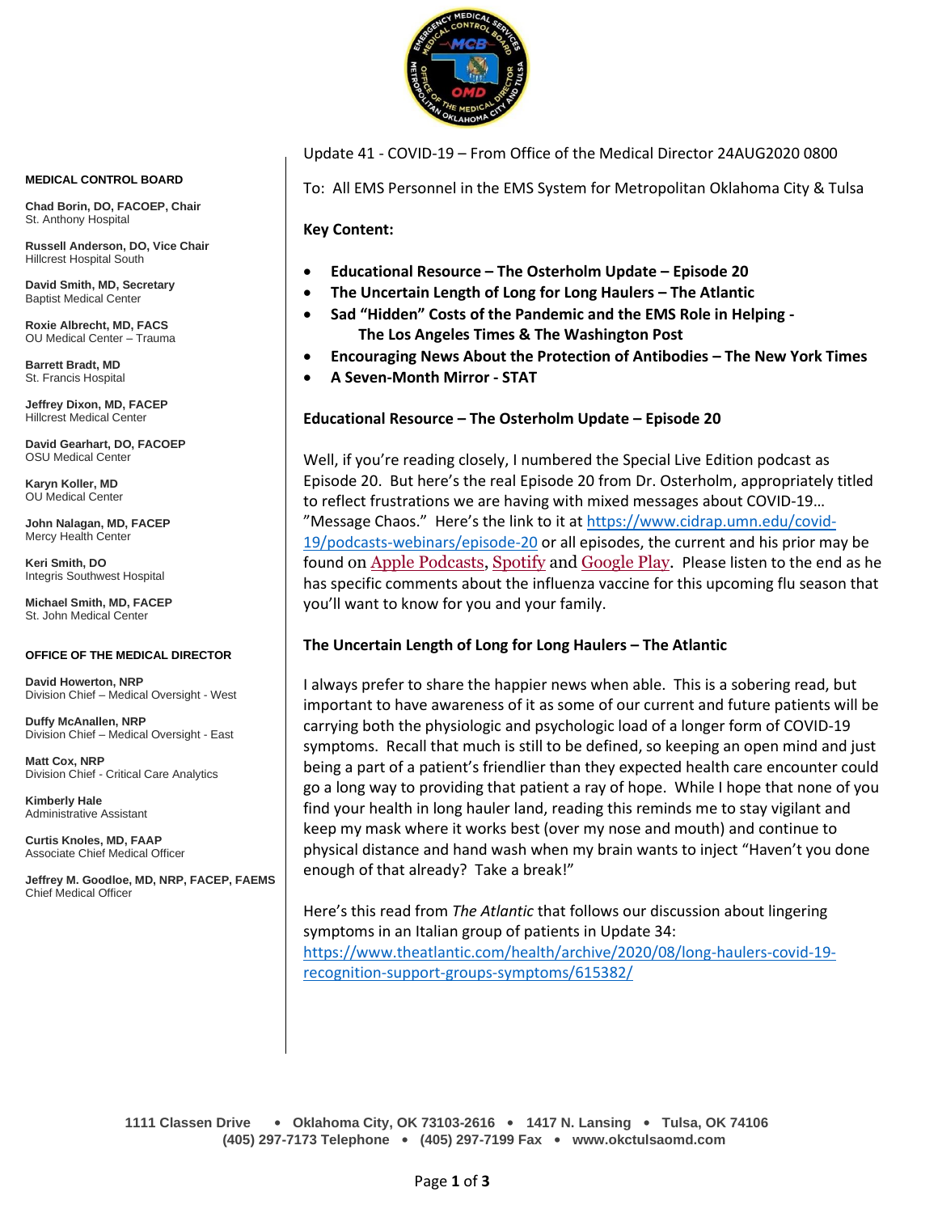**MEDICAL CONTROL BOARD**

**Chad Borin, DO, FACOEP, Chair**
St. Anthony Hospital

**Russell Anderson, DO, Vice Chair**
Hillcrest Hospital South

**David Smith, MD, Secretary**
Baptist Medical Center

**Roxie Albrecht, MD, FACS**
OU Medical Center – Trauma

**Barrett Bradt, MD**
St. Francis Hospital

**Jeffrey Dixon, MD, FACEP**
Hillcrest Medical Center

**David Gearhart, DO, FACOEP**
OSU Medical Center

**Karyn Koller, MD**
OU Medical Center

**John Nalagan, MD, FACEP**
Mercy Health Center

**Keri Smith, DO**
Integris Southwest Hospital

**Michael Smith, MD, FACEP**
St. John Medical Center

**OFFICE OF THE MEDICAL DIRECTOR**

**David Howerton, NRP**
Division Chief – Medical Oversight - West

**Duffy McAnallen, NRP**
Division Chief – Medical Oversight - East

**Matt Cox, NRP**
Division Chief - Critical Care Analytics

**Kimberly Hale**
Administrative Assistant

**Curtis Knoles, MD, FAAP**
Associate Chief Medical Officer

**Jeffrey M. Goodloe, MD, NRP, FACEP, FAEMS**
Chief Medical Officer

Update 41 - COVID-19 – From Office of the Medical Director 24AUG2020 0800

To: All EMS Personnel in the EMS System for Metropolitan Oklahoma City & Tulsa

**Key Content:**

- **Educational Resource – The Osterholm Update – Episode 20**
- **The Uncertain Length of Long for Long Haulers – The Atlantic**
- **Sad "Hidden" Costs of the Pandemic and the EMS Role in Helping - The Los Angeles Times & The Washington Post**
- **Encouraging News About the Protection of Antibodies – The New York Times**
- **A Seven-Month Mirror - STAT**

**Educational Resource – The Osterholm Update – Episode 20**

Well, if you're reading closely, I numbered the Special Live Edition podcast as Episode 20. But here's the real Episode 20 from Dr. Osterholm, appropriately titled to reflect frustrations we are having with mixed messages about COVID-19… "Message Chaos." Here's the link to it at https://www.cidrap.umn.edu/covid-19/podcasts-webinars/episode-20 or all episodes, the current and his prior may be found on Apple Podcasts, Spotify and Google Play. Please listen to the end as he has specific comments about the influenza vaccine for this upcoming flu season that you'll want to know for you and your family.

**The Uncertain Length of Long for Long Haulers – The Atlantic**

I always prefer to share the happier news when able. This is a sobering read, but important to have awareness of it as some of our current and future patients will be carrying both the physiologic and psychologic load of a longer form of COVID-19 symptoms. Recall that much is still to be defined, so keeping an open mind and just being a part of a patient's friendlier than they expected health care encounter could go a long way to providing that patient a ray of hope. While I hope that none of you find your health in long hauler land, reading this reminds me to stay vigilant and keep my mask where it works best (over my nose and mouth) and continue to physical distance and hand wash when my brain wants to inject "Haven't you done enough of that already? Take a break!"

Here's this read from *The Atlantic* that follows our discussion about lingering symptoms in an Italian group of patients in Update 34: https://www.theatlantic.com/health/archive/2020/08/long-haulers-covid-19-recognition-support-groups-symptoms/615382/

**1111 Classen Drive • Oklahoma City, OK 73103-2616 • 1417 N. Lansing • Tulsa, OK 74106**
**(405) 297-7173 Telephone • (405) 297-7199 Fax • www.okctulsaomd.com**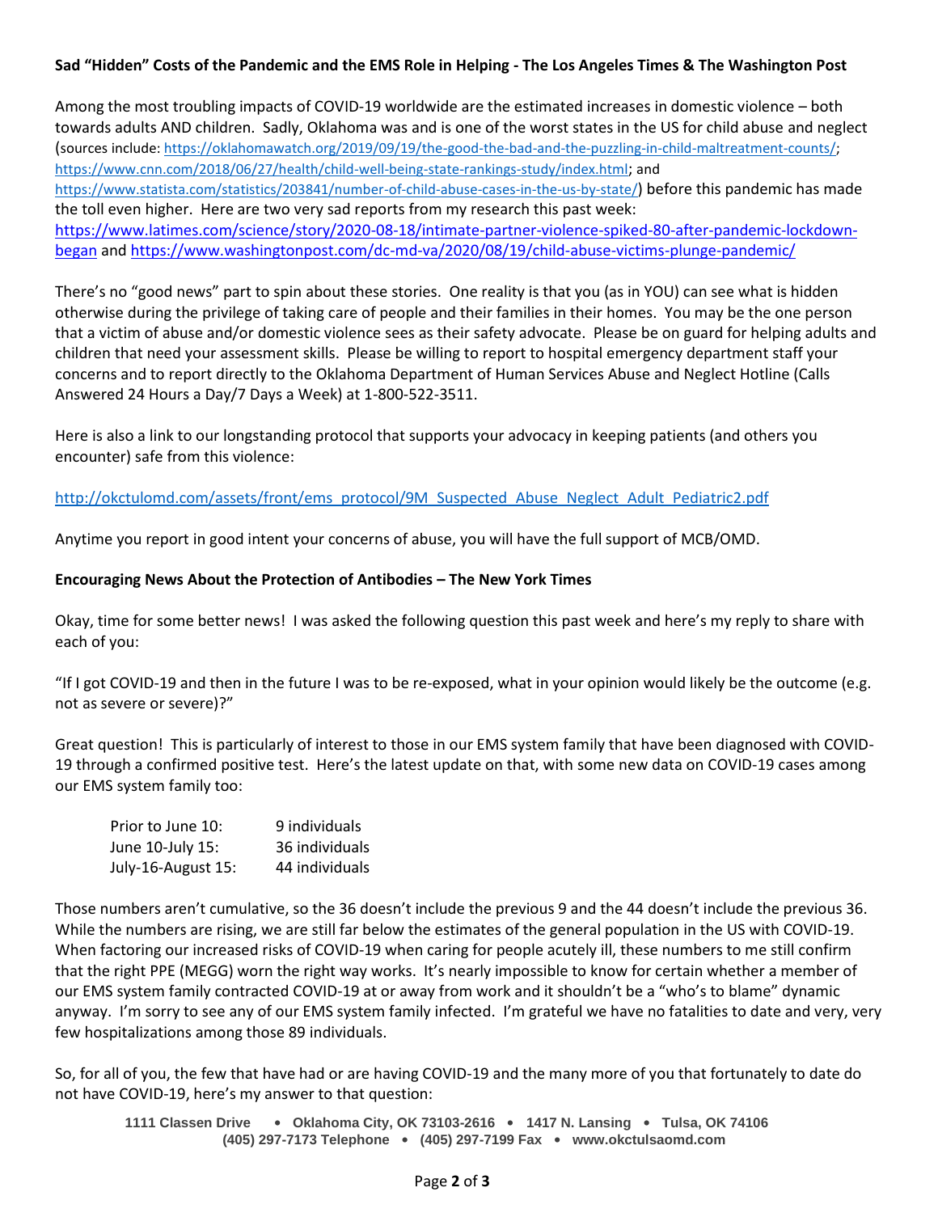**Sad "Hidden" Costs of the Pandemic and the EMS Role in Helping - The Los Angeles Times & The Washington Post**

Among the most troubling impacts of COVID-19 worldwide are the estimated increases in domestic violence – both towards adults AND children. Sadly, Oklahoma was and is one of the worst states in the US for child abuse and neglect (sources include: https://oklahomawatch.org/2019/09/19/the-good-the-bad-and-the-puzzling-in-child-maltreatment-counts/; https://www.cnn.com/2018/06/27/health/child-well-being-state-rankings-study/index.html; and https://www.statista.com/statistics/203841/number-of-child-abuse-cases-in-the-us-by-state/) before this pandemic has made the toll even higher. Here are two very sad reports from my research this past week: https://www.latimes.com/science/story/2020-08-18/intimate-partner-violence-spiked-80-after-pandemic-lockdown-began and https://www.washingtonpost.com/dc-md-va/2020/08/19/child-abuse-victims-plunge-pandemic/

There's no "good news" part to spin about these stories. One reality is that you (as in YOU) can see what is hidden otherwise during the privilege of taking care of people and their families in their homes. You may be the one person that a victim of abuse and/or domestic violence sees as their safety advocate. Please be on guard for helping adults and children that need your assessment skills. Please be willing to report to hospital emergency department staff your concerns and to report directly to the Oklahoma Department of Human Services Abuse and Neglect Hotline (Calls Answered 24 Hours a Day/7 Days a Week) at 1-800-522-3511.

Here is also a link to our longstanding protocol that supports your advocacy in keeping patients (and others you encounter) safe from this violence:

http://okctulomd.com/assets/front/ems_protocol/9M_Suspected_Abuse_Neglect_Adult_Pediatric2.pdf

Anytime you report in good intent your concerns of abuse, you will have the full support of MCB/OMD.

**Encouraging News About the Protection of Antibodies – The New York Times**

Okay, time for some better news! I was asked the following question this past week and here's my reply to share with each of you:

"If I got COVID-19 and then in the future I was to be re-exposed, what in your opinion would likely be the outcome (e.g. not as severe or severe)?"

Great question! This is particularly of interest to those in our EMS system family that have been diagnosed with COVID-19 through a confirmed positive test. Here's the latest update on that, with some new data on COVID-19 cases among our EMS system family too:

| | |
|---|---|
| Prior to June 10: | 9 individuals |
| June 10-July 15: | 36 individuals |
| July-16-August 15: | 44 individuals |

Those numbers aren't cumulative, so the 36 doesn't include the previous 9 and the 44 doesn't include the previous 36. While the numbers are rising, we are still far below the estimates of the general population in the US with COVID-19. When factoring our increased risks of COVID-19 when caring for people acutely ill, these numbers to me still confirm that the right PPE (MEGG) worn the right way works. It's nearly impossible to know for certain whether a member of our EMS system family contracted COVID-19 at or away from work and it shouldn't be a "who's to blame" dynamic anyway. I'm sorry to see any of our EMS system family infected. I'm grateful we have no fatalities to date and very, very few hospitalizations among those 89 individuals.

So, for all of you, the few that have had or are having COVID-19 and the many more of you that fortunately to date do not have COVID-19, here's my answer to that question: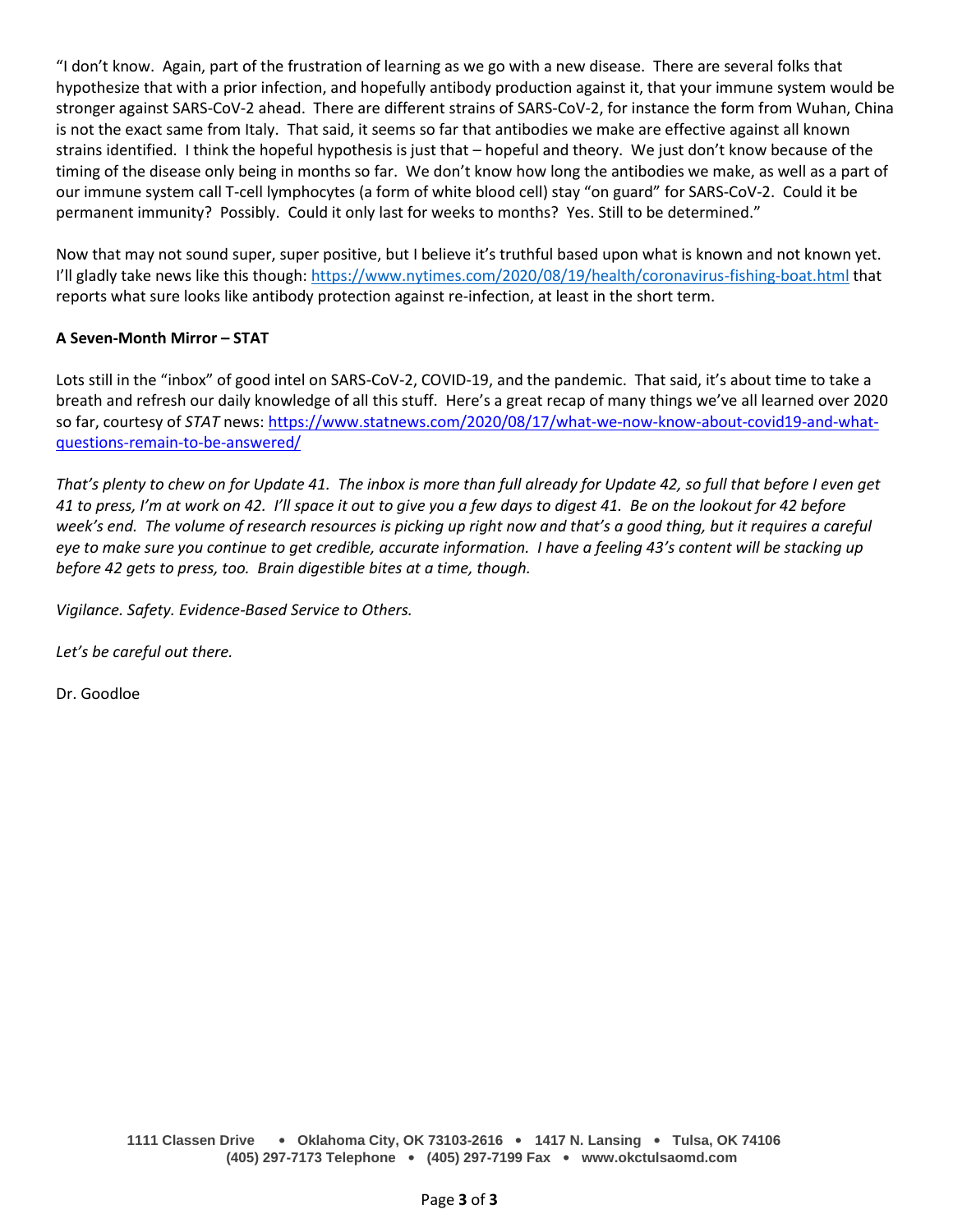"I don't know. Again, part of the frustration of learning as we go with a new disease. There are several folks that hypothesize that with a prior infection, and hopefully antibody production against it, that your immune system would be stronger against SARS-CoV-2 ahead. There are different strains of SARS-CoV-2, for instance the form from Wuhan, China is not the exact same from Italy. That said, it seems so far that antibodies we make are effective against all known strains identified. I think the hopeful hypothesis is just that – hopeful and theory. We just don't know because of the timing of the disease only being in months so far. We don't know how long the antibodies we make, as well as a part of our immune system call T-cell lymphocytes (a form of white blood cell) stay "on guard" for SARS-CoV-2. Could it be permanent immunity? Possibly. Could it only last for weeks to months? Yes. Still to be determined."

Now that may not sound super, super positive, but I believe it's truthful based upon what is known and not known yet. I'll gladly take news like this though: https://www.nytimes.com/2020/08/19/health/coronavirus-fishing-boat.html that reports what sure looks like antibody protection against re-infection, at least in the short term.

**A Seven-Month Mirror – STAT**

Lots still in the "inbox" of good intel on SARS-CoV-2, COVID-19, and the pandemic. That said, it's about time to take a breath and refresh our daily knowledge of all this stuff. Here's a great recap of many things we've all learned over 2020 so far, courtesy of *STAT* news: https://www.statnews.com/2020/08/17/what-we-now-know-about-covid19-and-what-questions-remain-to-be-answered/

*That's plenty to chew on for Update 41. The inbox is more than full already for Update 42, so full that before I even get 41 to press, I'm at work on 42. I'll space it out to give you a few days to digest 41. Be on the lookout for 42 before week's end. The volume of research resources is picking up right now and that's a good thing, but it requires a careful eye to make sure you continue to get credible, accurate information. I have a feeling 43's content will be stacking up before 42 gets to press, too. Brain digestible bites at a time, though.*

*Vigilance. Safety. Evidence-Based Service to Others.*

*Let's be careful out there.*

Dr. Goodloe

**1111 Classen Drive • Oklahoma City, OK 73103-2616 • 1417 N. Lansing • Tulsa, OK 74106**
**(405) 297-7173 Telephone • (405) 297-7199 Fax • www.okctulsaomd.com**